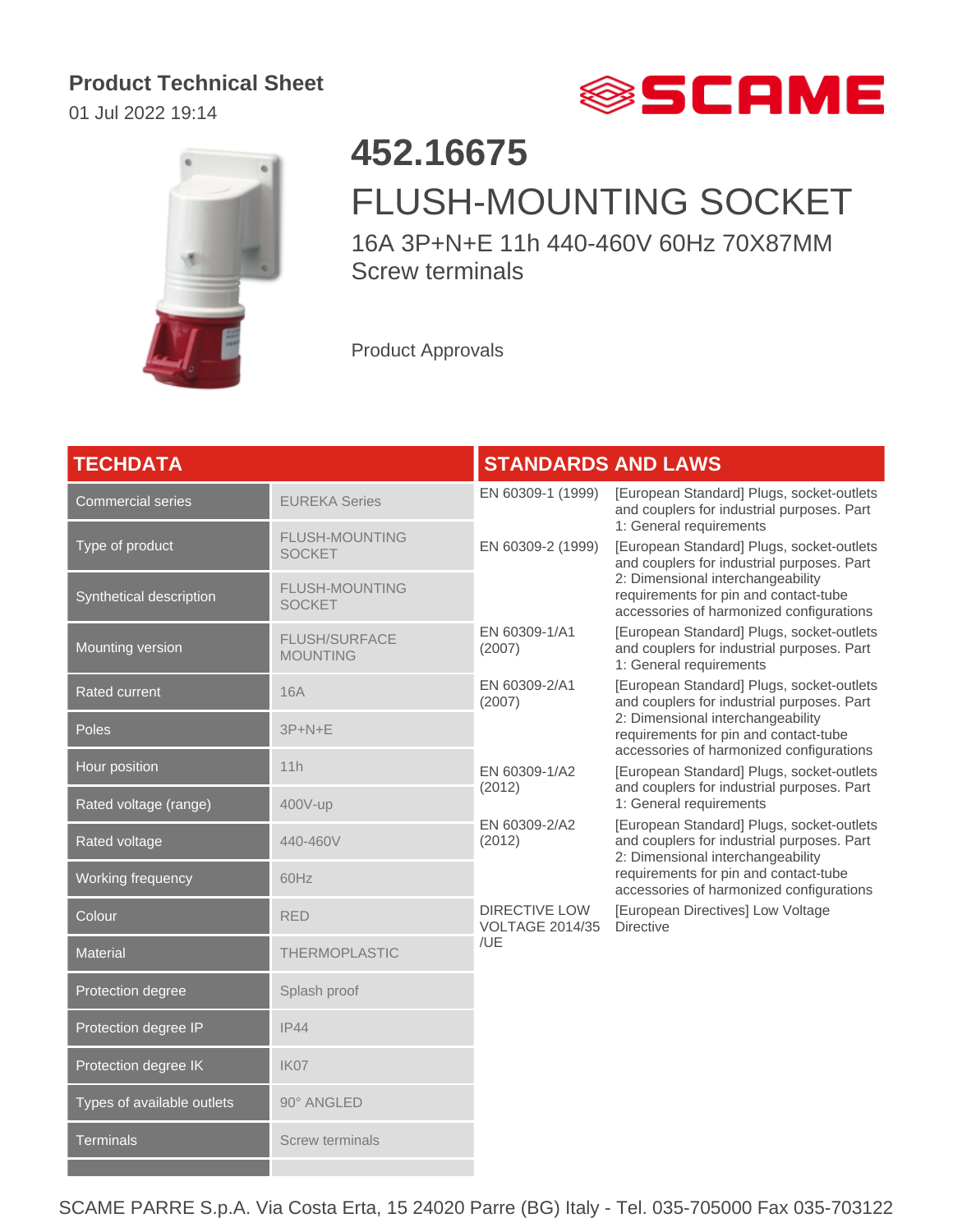**Product Technical Sheet**

01 Jul 2022 19:14

# 452.16675

## FLUSH-MOUNTING SOCKET

16A 3P+N+E 11h 440-460V 60Hz 70X87MM
Screw terminals

Product Approvals

## TECHDATA

| | |
|---|---|
| Commercial series | EUREKA Series |
| Type of product | FLUSH-MOUNTING SOCKET |
| Synthetical description | FLUSH-MOUNTING SOCKET |
| Mounting version | FLUSH/SURFACE MOUNTING |
| Rated current | 16A |
| Poles | 3P+N+E |
| Hour position | 11h |
| Rated voltage (range) | 400V-up |
| Rated voltage | 440-460V |
| Working frequency | 60Hz |
| Colour | RED |
| Material | THERMOPLASTIC |
| Protection degree | Splash proof |
| Protection degree IP | IP44 |
| Protection degree IK | IK07 |
| Types of available outlets | 90° ANGLED |
| Terminals | Screw terminals |

## STANDARDS AND LAWS

| | |
|---|---|
| EN 60309-1 (1999) | [European Standard] Plugs, socket-outlets and couplers for industrial purposes. Part 1: General requirements |
| EN 60309-2 (1999) | [European Standard] Plugs, socket-outlets and couplers for industrial purposes. Part 2: Dimensional interchangeability requirements for pin and contact-tube accessories of harmonized configurations |
| EN 60309-1/A1 (2007) | [European Standard] Plugs, socket-outlets and couplers for industrial purposes. Part 1: General requirements |
| EN 60309-2/A1 (2007) | [European Standard] Plugs, socket-outlets and couplers for industrial purposes. Part 2: Dimensional interchangeability requirements for pin and contact-tube accessories of harmonized configurations |
| EN 60309-1/A2 (2012) | [European Standard] Plugs, socket-outlets and couplers for industrial purposes. Part 1: General requirements |
| EN 60309-2/A2 (2012) | [European Standard] Plugs, socket-outlets and couplers for industrial purposes. Part 2: Dimensional interchangeability requirements for pin and contact-tube accessories of harmonized configurations |
| DIRECTIVE LOW VOLTAGE 2014/35 /UE | [European Directives] Low Voltage Directive |

SCAME PARRE S.p.A. Via Costa Erta, 15 24020 Parre (BG) Italy - Tel. 035-705000 Fax 035-703122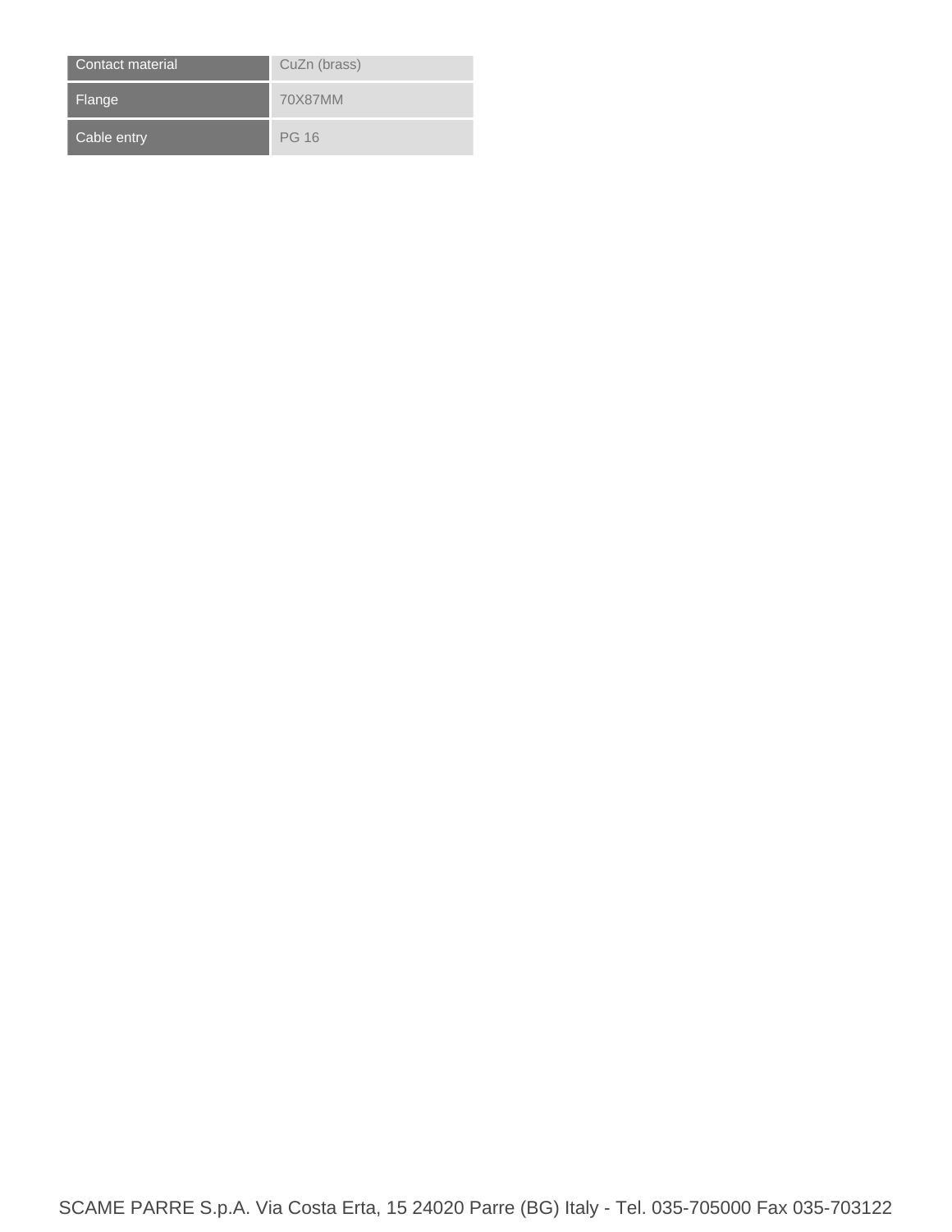| | |
|---|---|
| Contact material | CuZn (brass) |
| Flange | 70X87MM |
| Cable entry | PG 16 |